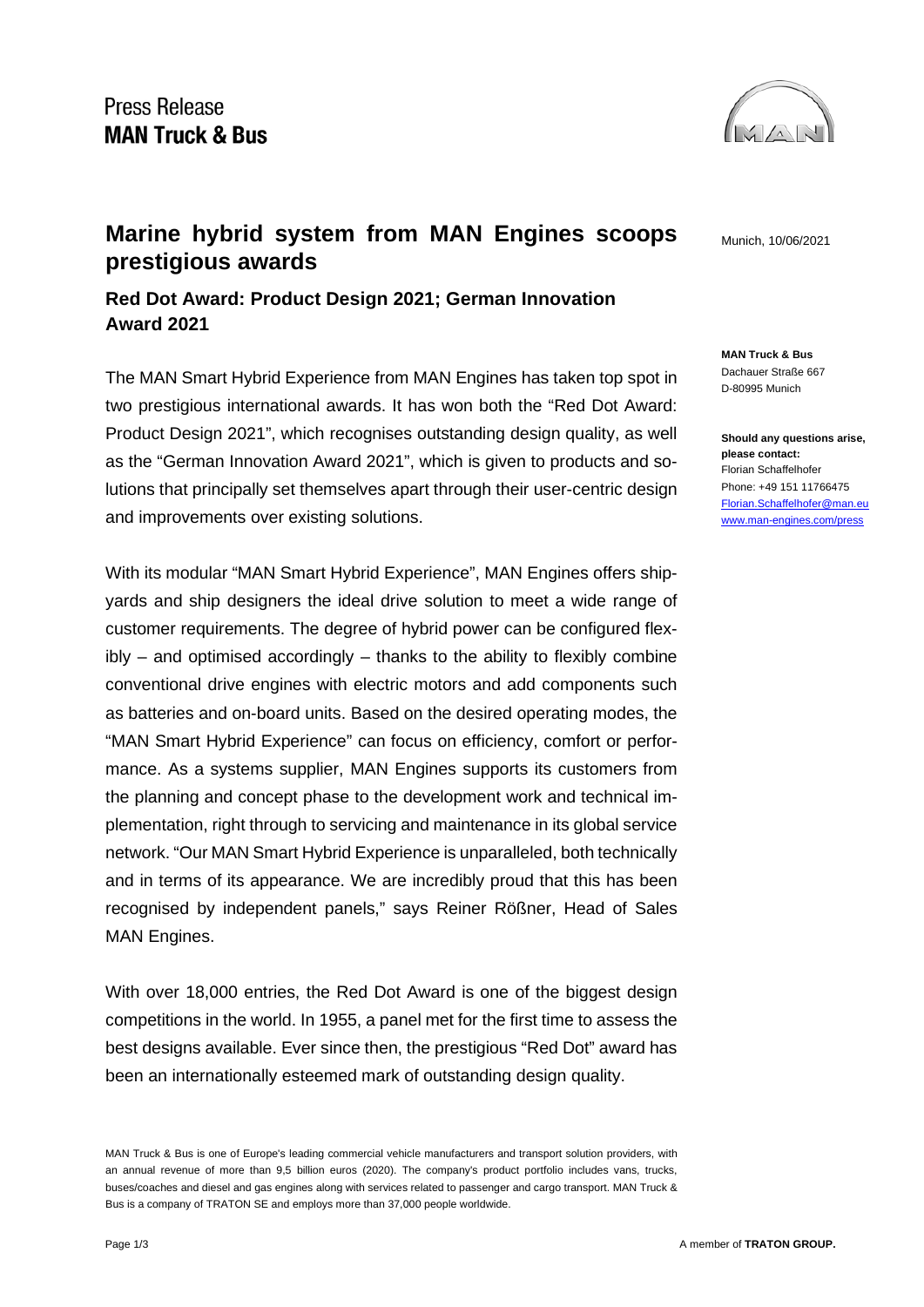Press Release
**MAN Truck & Bus**

# Marine hybrid system from MAN Engines scoops prestigious awards

Munich, 10/06/2021

## Red Dot Award: Product Design 2021; German Innovation Award 2021

**MAN Truck & Bus**
Dachauer Straße 667
D-80995 Munich

**Should any questions arise, please contact:**
Florian Schaffelhofer
Phone: +49 151 11766475
Florian.Schaffelhofer@man.eu
www.man-engines.com/press

The MAN Smart Hybrid Experience from MAN Engines has taken top spot in two prestigious international awards. It has won both the "Red Dot Award: Product Design 2021", which recognises outstanding design quality, as well as the "German Innovation Award 2021", which is given to products and solutions that principally set themselves apart through their user-centric design and improvements over existing solutions.

With its modular "MAN Smart Hybrid Experience", MAN Engines offers shipyards and ship designers the ideal drive solution to meet a wide range of customer requirements. The degree of hybrid power can be configured flexibly – and optimised accordingly – thanks to the ability to flexibly combine conventional drive engines with electric motors and add components such as batteries and on-board units. Based on the desired operating modes, the "MAN Smart Hybrid Experience" can focus on efficiency, comfort or performance. As a systems supplier, MAN Engines supports its customers from the planning and concept phase to the development work and technical implementation, right through to servicing and maintenance in its global service network. "Our MAN Smart Hybrid Experience is unparalleled, both technically and in terms of its appearance. We are incredibly proud that this has been recognised by independent panels," says Reiner Rößner, Head of Sales MAN Engines.

With over 18,000 entries, the Red Dot Award is one of the biggest design competitions in the world. In 1955, a panel met for the first time to assess the best designs available. Ever since then, the prestigious "Red Dot" award has been an internationally esteemed mark of outstanding design quality.

MAN Truck & Bus is one of Europe's leading commercial vehicle manufacturers and transport solution providers, with an annual revenue of more than 9,5 billion euros (2020). The company's product portfolio includes vans, trucks, buses/coaches and diesel and gas engines along with services related to passenger and cargo transport. MAN Truck & Bus is a company of TRATON SE and employs more than 37,000 people worldwide.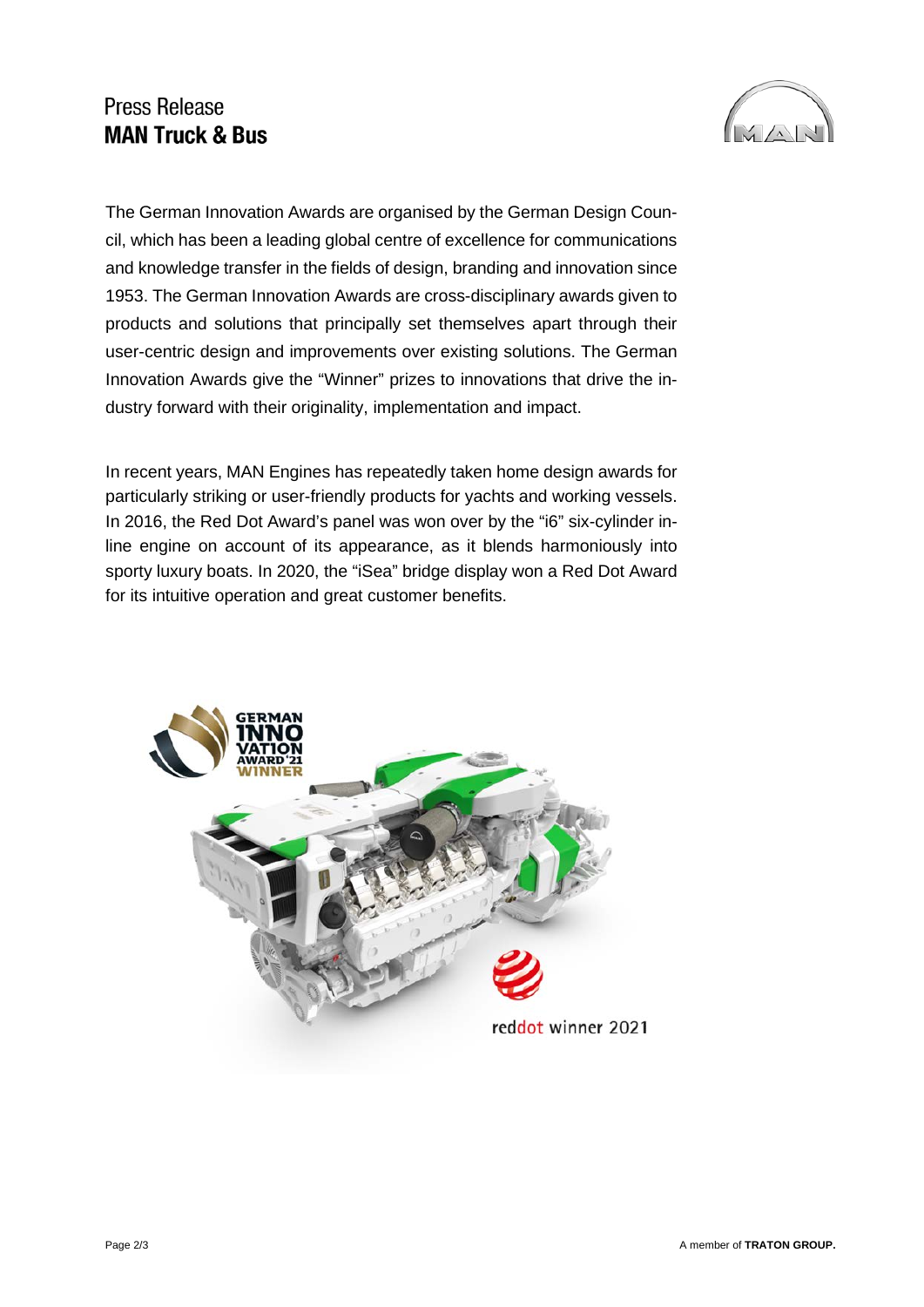The German Innovation Awards are organised by the German Design Council, which has been a leading global centre of excellence for communications and knowledge transfer in the fields of design, branding and innovation since 1953. The German Innovation Awards are cross-disciplinary awards given to products and solutions that principally set themselves apart through their user-centric design and improvements over existing solutions. The German Innovation Awards give the “Winner” prizes to innovations that drive the industry forward with their originality, implementation and impact.

In recent years, MAN Engines has repeatedly taken home design awards for particularly striking or user-friendly products for yachts and working vessels. In 2016, the Red Dot Award’s panel was won over by the “i6” six-cylinder inline engine on account of its appearance, as it blends harmoniously into sporty luxury boats. In 2020, the “iSea” bridge display won a Red Dot Award for its intuitive operation and great customer benefits.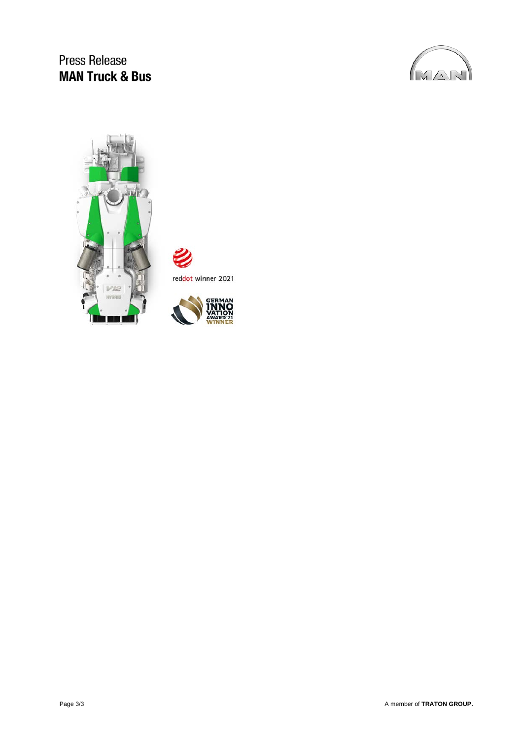reddot winner 2021

GERMAN INNOVATION AWARD '21 WINNER